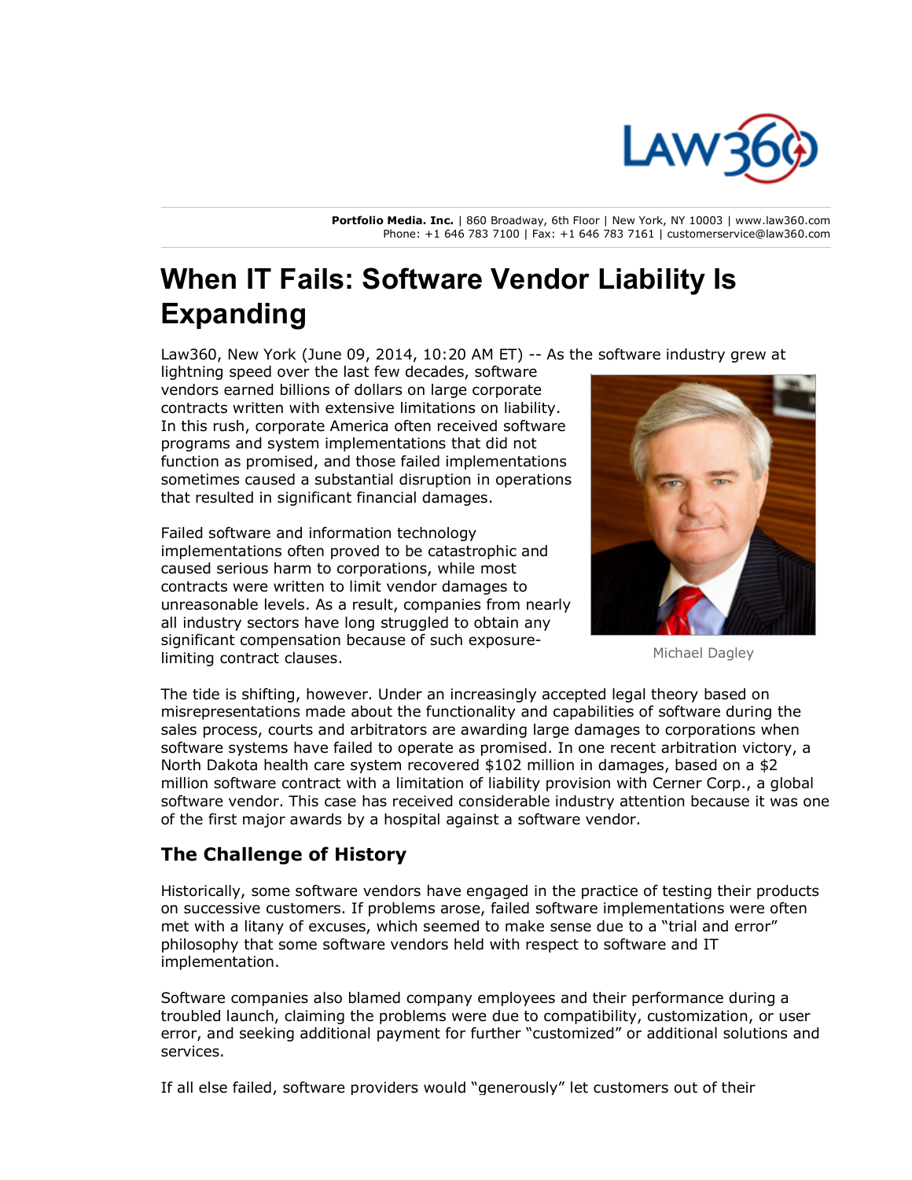Portfolio Media. Inc. | 860 Broadway, 6th Floor | New York, NY 10003 | www.law360.com
Phone: +1 646 783 7100 | Fax: +1 646 783 7161 | customerservice@law360.com

# When IT Fails: Software Vendor Liability Is Expanding

Law360, New York (June 09, 2014, 10:20 AM ET) -- As the software industry grew at lightning speed over the last few decades, software vendors earned billions of dollars on large corporate contracts written with extensive limitations on liability. In this rush, corporate America often received software programs and system implementations that did not function as promised, and those failed implementations sometimes caused a substantial disruption in operations that resulted in significant financial damages.

Michael Dagley

Failed software and information technology implementations often proved to be catastrophic and caused serious harm to corporations, while most contracts were written to limit vendor damages to unreasonable levels. As a result, companies from nearly all industry sectors have long struggled to obtain any significant compensation because of such exposure-limiting contract clauses.

The tide is shifting, however. Under an increasingly accepted legal theory based on misrepresentations made about the functionality and capabilities of software during the sales process, courts and arbitrators are awarding large damages to corporations when software systems have failed to operate as promised. In one recent arbitration victory, a North Dakota health care system recovered $102 million in damages, based on a $2 million software contract with a limitation of liability provision with Cerner Corp., a global software vendor. This case has received considerable industry attention because it was one of the first major awards by a hospital against a software vendor.

## The Challenge of History

Historically, some software vendors have engaged in the practice of testing their products on successive customers. If problems arose, failed software implementations were often met with a litany of excuses, which seemed to make sense due to a "trial and error" philosophy that some software vendors held with respect to software and IT implementation.

Software companies also blamed company employees and their performance during a troubled launch, claiming the problems were due to compatibility, customization, or user error, and seeking additional payment for further "customized" or additional solutions and services.

If all else failed, software providers would "generously" let customers out of their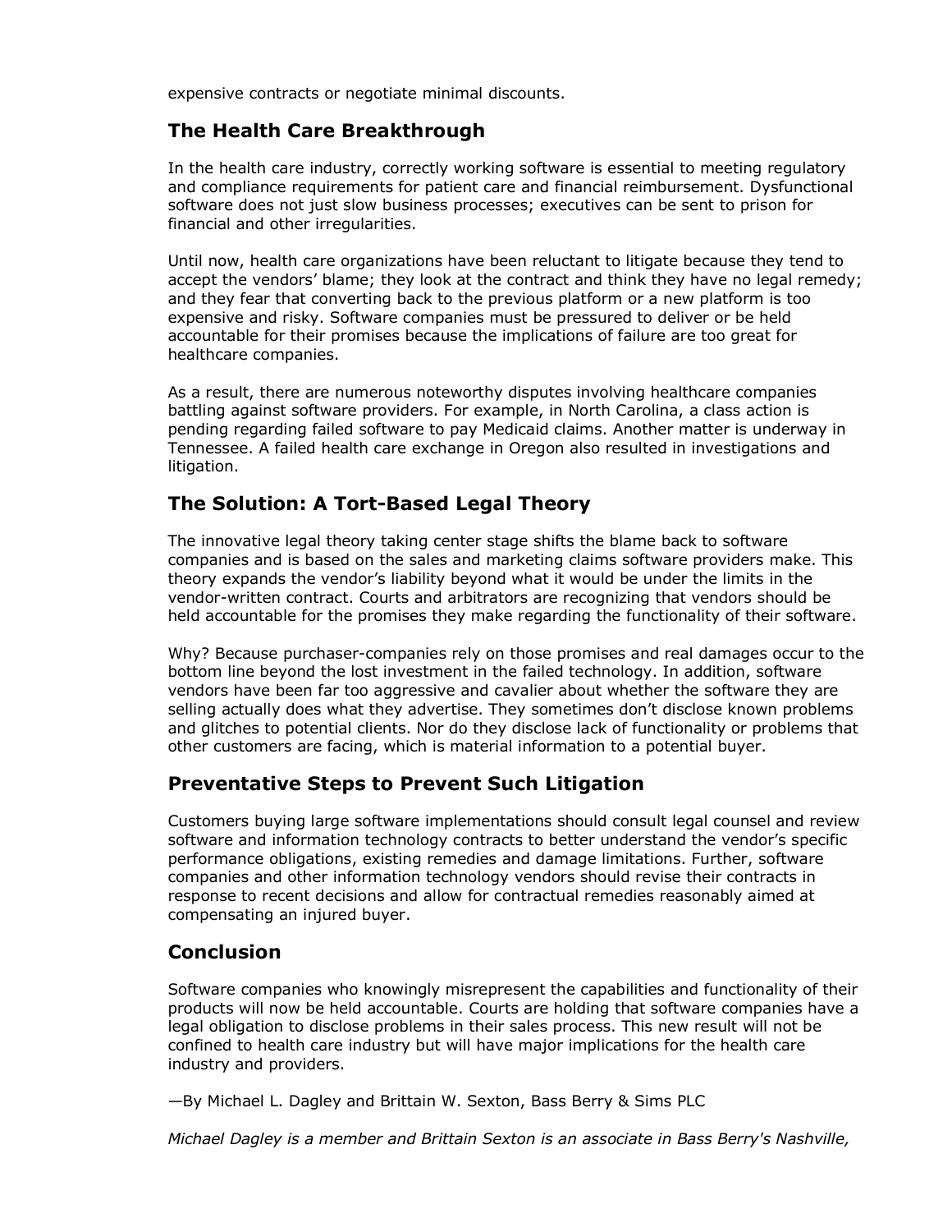expensive contracts or negotiate minimal discounts.

## The Health Care Breakthrough

In the health care industry, correctly working software is essential to meeting regulatory and compliance requirements for patient care and financial reimbursement. Dysfunctional software does not just slow business processes; executives can be sent to prison for financial and other irregularities.

Until now, health care organizations have been reluctant to litigate because they tend to accept the vendors' blame; they look at the contract and think they have no legal remedy; and they fear that converting back to the previous platform or a new platform is too expensive and risky. Software companies must be pressured to deliver or be held accountable for their promises because the implications of failure are too great for healthcare companies.

As a result, there are numerous noteworthy disputes involving healthcare companies battling against software providers. For example, in North Carolina, a class action is pending regarding failed software to pay Medicaid claims. Another matter is underway in Tennessee. A failed health care exchange in Oregon also resulted in investigations and litigation.

## The Solution: A Tort-Based Legal Theory

The innovative legal theory taking center stage shifts the blame back to software companies and is based on the sales and marketing claims software providers make. This theory expands the vendor's liability beyond what it would be under the limits in the vendor-written contract. Courts and arbitrators are recognizing that vendors should be held accountable for the promises they make regarding the functionality of their software.

Why? Because purchaser-companies rely on those promises and real damages occur to the bottom line beyond the lost investment in the failed technology. In addition, software vendors have been far too aggressive and cavalier about whether the software they are selling actually does what they advertise. They sometimes don't disclose known problems and glitches to potential clients. Nor do they disclose lack of functionality or problems that other customers are facing, which is material information to a potential buyer.

## Preventative Steps to Prevent Such Litigation

Customers buying large software implementations should consult legal counsel and review software and information technology contracts to better understand the vendor's specific performance obligations, existing remedies and damage limitations. Further, software companies and other information technology vendors should revise their contracts in response to recent decisions and allow for contractual remedies reasonably aimed at compensating an injured buyer.

## Conclusion

Software companies who knowingly misrepresent the capabilities and functionality of their products will now be held accountable. Courts are holding that software companies have a legal obligation to disclose problems in their sales process. This new result will not be confined to health care industry but will have major implications for the health care industry and providers.

—By Michael L. Dagley and Brittain W. Sexton, Bass Berry & Sims PLC

*Michael Dagley is a member and Brittain Sexton is an associate in Bass Berry's Nashville,*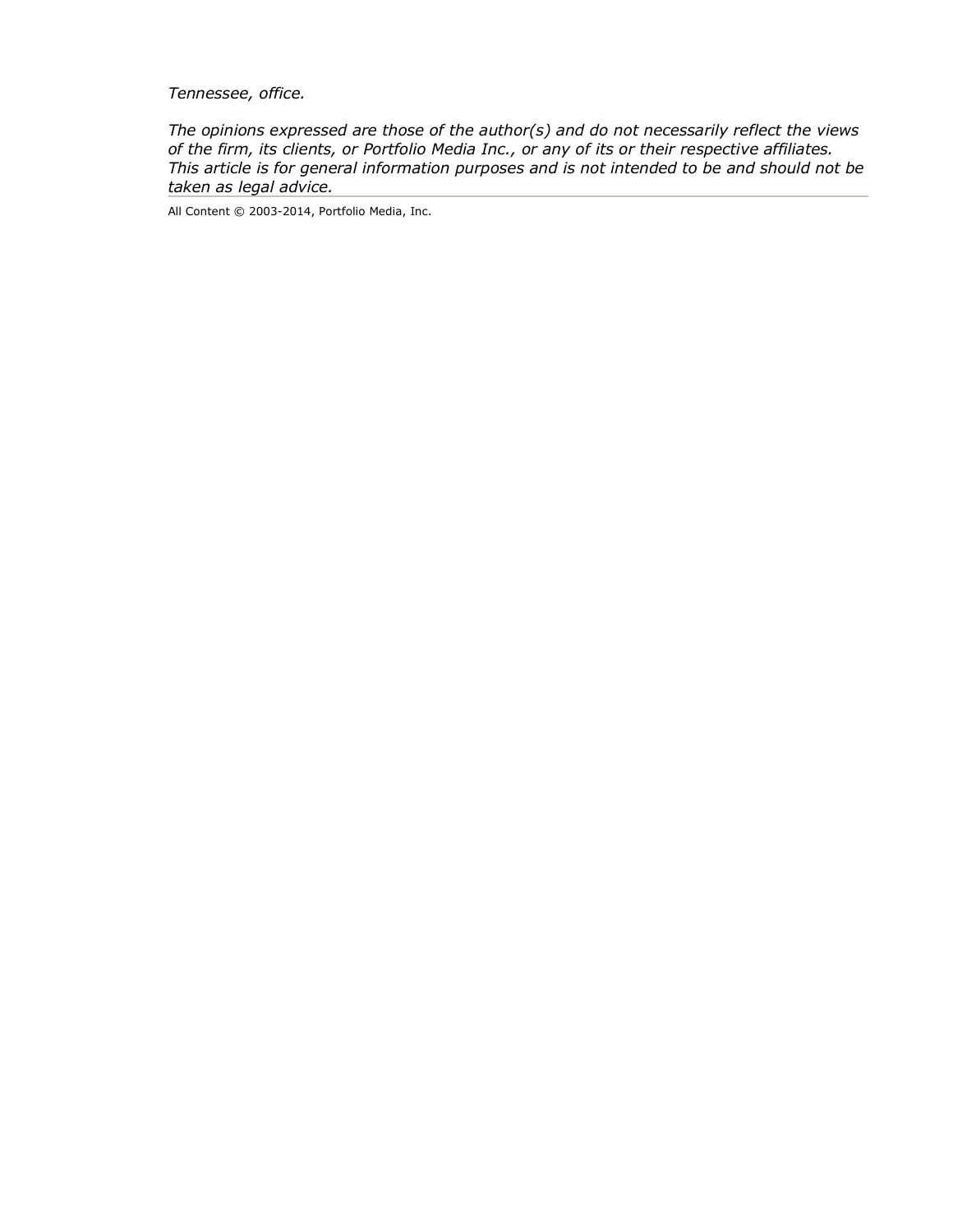*Tennessee, office.*

*The opinions expressed are those of the author(s) and do not necessarily reflect the views of the firm, its clients, or Portfolio Media Inc., or any of its or their respective affiliates. This article is for general information purposes and is not intended to be and should not be taken as legal advice.*

All Content © 2003-2014, Portfolio Media, Inc.